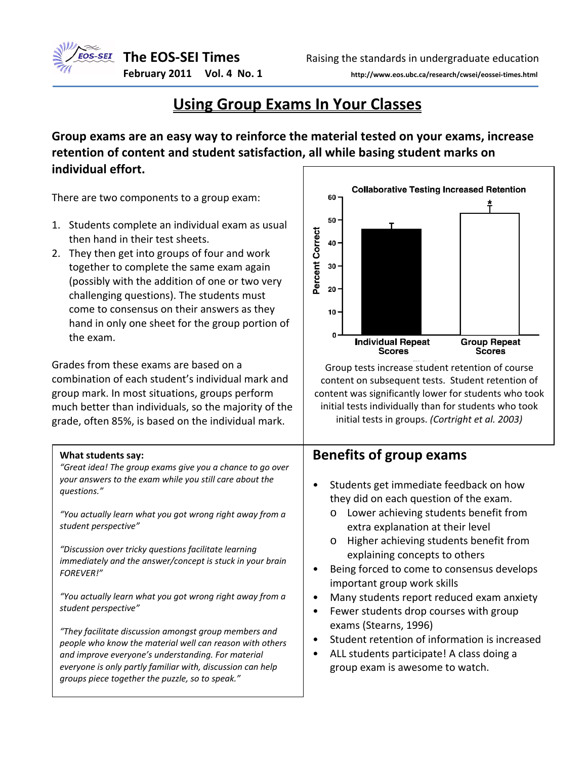# Using Group Exams In Your Classes

**Group exams are an easy way to reinforce the material tested on your exams, increase retention of content and student satisfaction, all while basing student marks on individual effort.**

There are two components to a group exam:

1. Students complete an individual exam as usual then hand in their test sheets.
2. They then get into groups of four and work together to complete the same exam again (possibly with the addition of one or two very challenging questions). The students must come to consensus on their answers as they hand in only one sheet for the group portion of the exam.

Grades from these exams are based on a combination of each student's individual mark and group mark. In most situations, groups perform much better than individuals, so the majority of the grade, often 85%, is based on the individual mark.

**Collaborative Testing Increased Retention**

| | Percent Correct |
|---|---|
| Individual Repeat Scores | ~46 |
| Group Repeat Scores | ~53 * |

Group tests increase student retention of course content on subsequent tests. Student retention of content was significantly lower for students who took initial tests individually than for students who took initial tests in groups. *(Cortright et al. 2003)*

**What students say:**

*"Great idea! The group exams give you a chance to go over your answers to the exam while you still care about the questions."*

*"You actually learn what you got wrong right away from a student perspective"*

*"Discussion over tricky questions facilitate learning immediately and the answer/concept is stuck in your brain FOREVER!"*

*"You actually learn what you got wrong right away from a student perspective"*

*"They facilitate discussion amongst group members and people who know the material well can reason with others and improve everyone's understanding. For material everyone is only partly familiar with, discussion can help groups piece together the puzzle, so to speak."*

## Benefits of group exams

- Students get immediate feedback on how they did on each question of the exam.
  - Lower achieving students benefit from extra explanation at their level
  - Higher achieving students benefit from explaining concepts to others
- Being forced to come to consensus develops important group work skills
- Many students report reduced exam anxiety
- Fewer students drop courses with group exams (Stearns, 1996)
- Student retention of information is increased
- ALL students participate! A class doing a group exam is awesome to watch.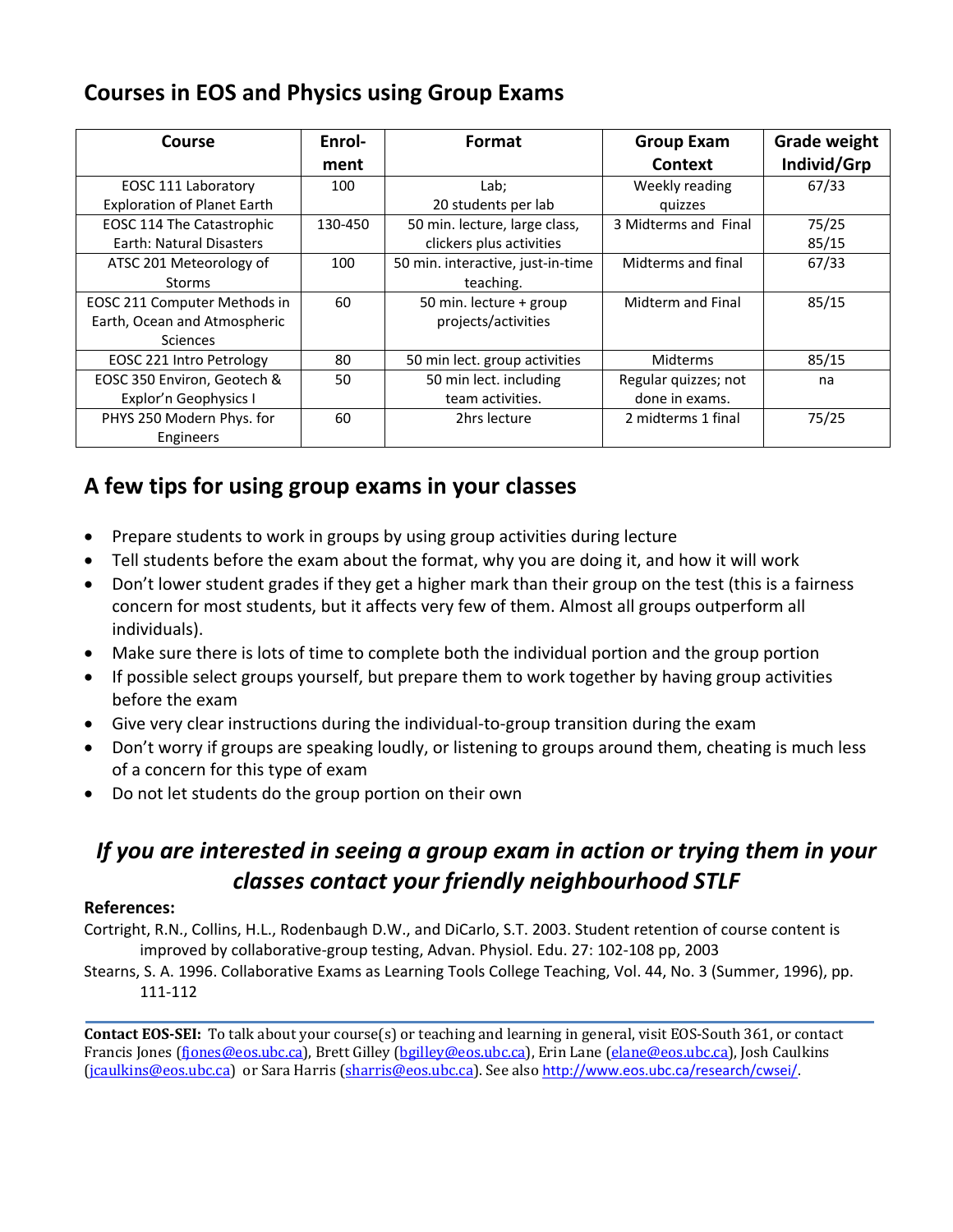## Courses in EOS and Physics using Group Exams

| Course | Enrol-ment | Format | Group Exam Context | Grade weight Individ/Grp |
|---|---|---|---|---|
| EOSC 111 Laboratory Exploration of Planet Earth | 100 | Lab; 20 students per lab | Weekly reading quizzes | 67/33 |
| EOSC 114 The Catastrophic Earth: Natural Disasters | 130-450 | 50 min. lecture, large class, clickers plus activities | 3 Midterms and Final | 75/25 85/15 |
| ATSC 201 Meteorology of Storms | 100 | 50 min. interactive, just-in-time teaching. | Midterms and final | 67/33 |
| EOSC 211 Computer Methods in Earth, Ocean and Atmospheric Sciences | 60 | 50 min. lecture + group projects/activities | Midterm and Final | 85/15 |
| EOSC 221 Intro Petrology | 80 | 50 min lect. group activities | Midterms | 85/15 |
| EOSC 350 Environ, Geotech & Explor'n Geophysics I | 50 | 50 min lect. including team activities. | Regular quizzes; not done in exams. | na |
| PHYS 250 Modern Phys. for Engineers | 60 | 2hrs lecture | 2 midterms 1 final | 75/25 |

## A few tips for using group exams in your classes

- Prepare students to work in groups by using group activities during lecture
- Tell students before the exam about the format, why you are doing it, and how it will work
- Don't lower student grades if they get a higher mark than their group on the test (this is a fairness concern for most students, but it affects very few of them. Almost all groups outperform all individuals).
- Make sure there is lots of time to complete both the individual portion and the group portion
- If possible select groups yourself, but prepare them to work together by having group activities before the exam
- Give very clear instructions during the individual-to-group transition during the exam
- Don't worry if groups are speaking loudly, or listening to groups around them, cheating is much less of a concern for this type of exam
- Do not let students do the group portion on their own

## *If you are interested in seeing a group exam in action or trying them in your classes contact your friendly neighbourhood STLF*

**References:**

Cortright, R.N., Collins, H.L., Rodenbaugh D.W., and DiCarlo, S.T. 2003. Student retention of course content is improved by collaborative-group testing, Advan. Physiol. Edu. 27: 102-108 pp, 2003

Stearns, S. A. 1996. Collaborative Exams as Learning Tools College Teaching, Vol. 44, No. 3 (Summer, 1996), pp. 111-112

**Contact EOS-SEI:** To talk about your course(s) or teaching and learning in general, visit EOS-South 361, or contact Francis Jones (fjones@eos.ubc.ca), Brett Gilley (bgilley@eos.ubc.ca), Erin Lane (elane@eos.ubc.ca), Josh Caulkins (jcaulkins@eos.ubc.ca) or Sara Harris (sharris@eos.ubc.ca). See also http://www.eos.ubc.ca/research/cwsei/.